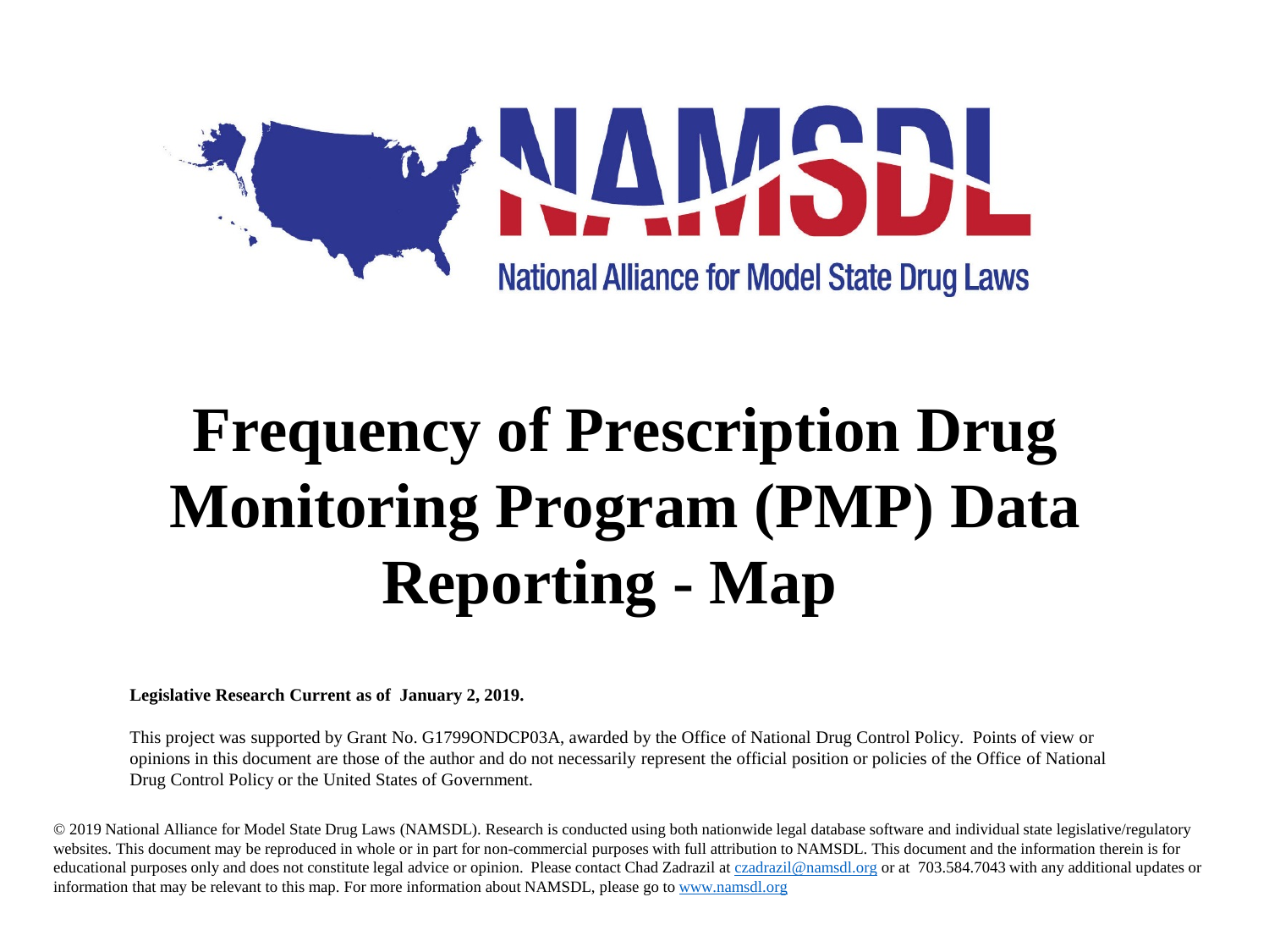NAMSDL

National Alliance for Model State Drug Laws

# Frequency of Prescription Drug Monitoring Program (PMP) Data Reporting - Map

**Legislative Research Current as of January 2, 2019.**

This project was supported by Grant No. G1799ONDCP03A, awarded by the Office of National Drug Control Policy. Points of view or opinions in this document are those of the author and do not necessarily represent the official position or policies of the Office of National Drug Control Policy or the United States of Government.

© 2019 National Alliance for Model State Drug Laws (NAMSDL). Research is conducted using both nationwide legal database software and individual state legislative/regulatory websites. This document may be reproduced in whole or in part for non-commercial purposes with full attribution to NAMSDL. This document and the information therein is for educational purposes only and does not constitute legal advice or opinion. Please contact Chad Zadrazil at czadrazil@namsdl.org or at 703.584.7043 with any additional updates or information that may be relevant to this map. For more information about NAMSDL, please go to www.namsdl.org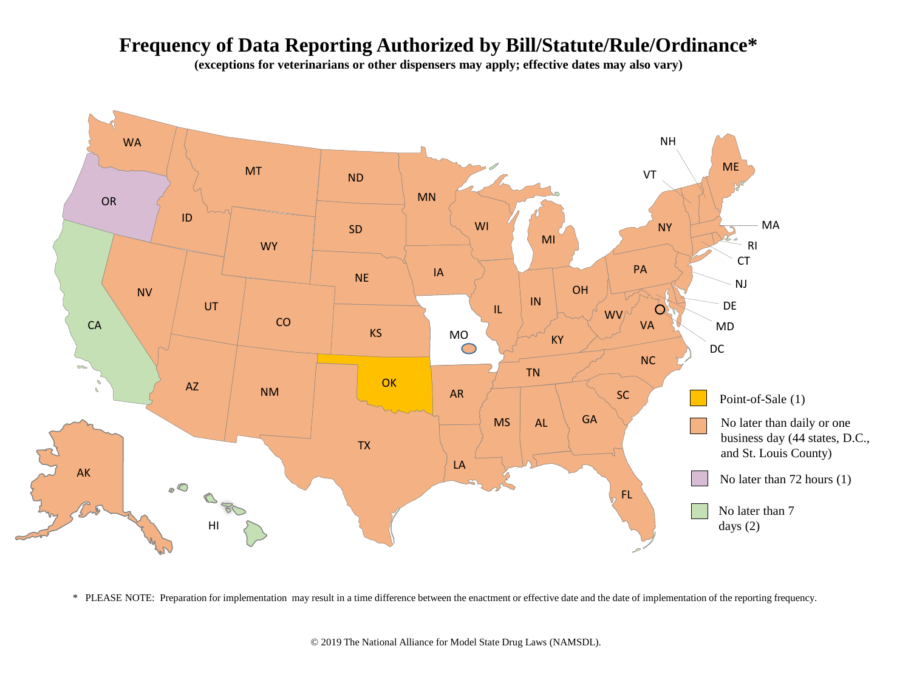# Frequency of Data Reporting Authorized by Bill/Statute/Rule/Ordinance*

**(exceptions for veterinarians or other dispensers may apply; effective dates may also vary)**

WA
OR
CA
MT
ID
NV
WY
UT
AZ
CO
NM
ND
SD
NE
KS
OK
TX
MN
IA
MO
AR
LA
WI
IL
MI
IN
OH
KY
TN
MS
AL
GA
FL
SC
NC
VA
WV
PA
NY
ME
NH
VT
MA
RI
CT
NJ
DE
MD
DC
AK
HI

Point-of-Sale (1)

No later than daily or one business day (44 states, D.C., and St. Louis County)

No later than 72 hours (1)

No later than 7 days (2)

\* PLEASE NOTE: Preparation for implementation may result in a time difference between the enactment or effective date and the date of implementation of the reporting frequency.

© 2019 The National Alliance for Model State Drug Laws (NAMSDL).